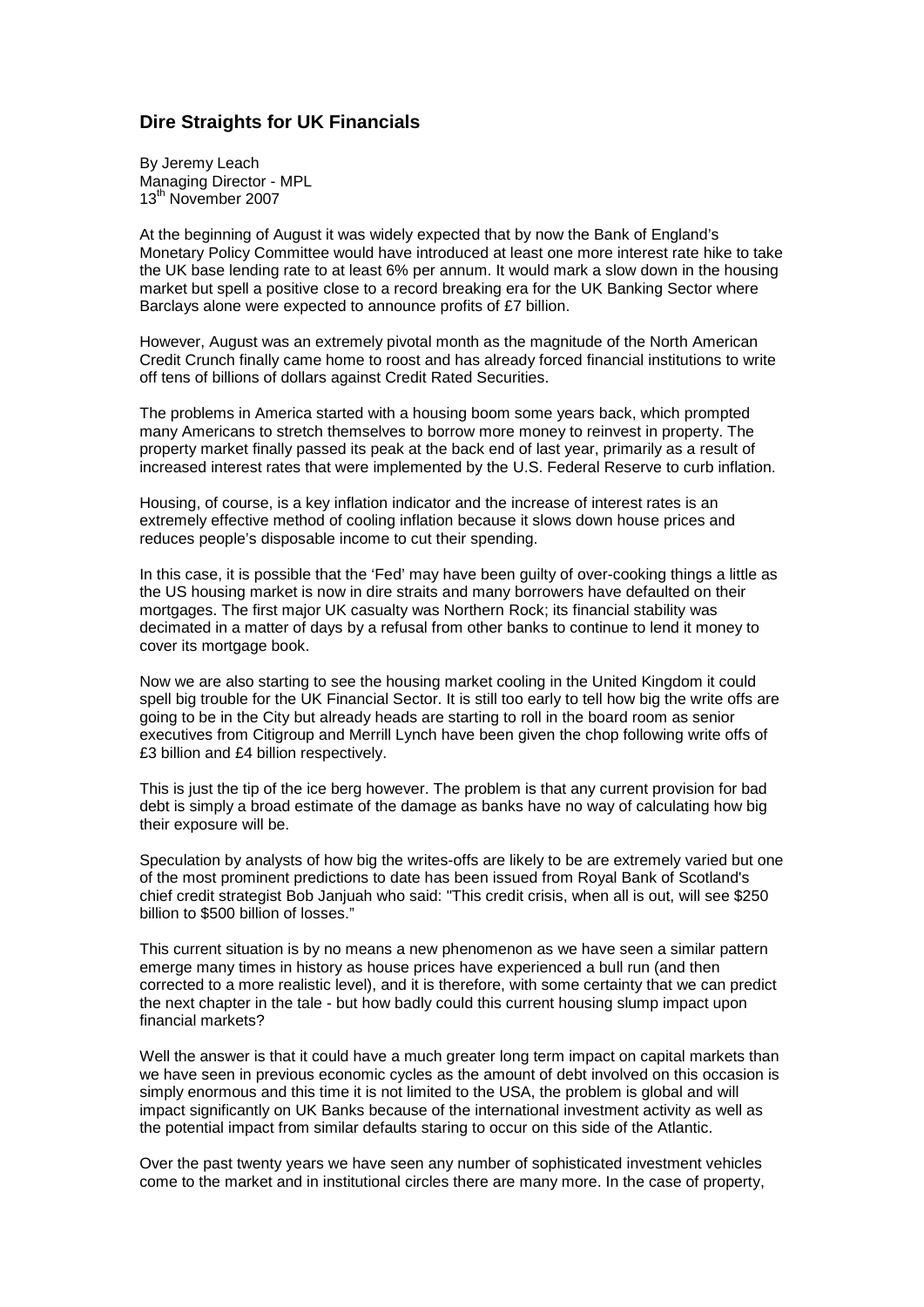## Dire Straights for UK Financials

By Jeremy Leach
Managing Director - MPL
13th November 2007

At the beginning of August it was widely expected that by now the Bank of England's Monetary Policy Committee would have introduced at least one more interest rate hike to take the UK base lending rate to at least 6% per annum. It would mark a slow down in the housing market but spell a positive close to a record breaking era for the UK Banking Sector where Barclays alone were expected to announce profits of £7 billion.

However, August was an extremely pivotal month as the magnitude of the North American Credit Crunch finally came home to roost and has already forced financial institutions to write off tens of billions of dollars against Credit Rated Securities.

The problems in America started with a housing boom some years back, which prompted many Americans to stretch themselves to borrow more money to reinvest in property. The property market finally passed its peak at the back end of last year, primarily as a result of increased interest rates that were implemented by the U.S. Federal Reserve to curb inflation.

Housing, of course, is a key inflation indicator and the increase of interest rates is an extremely effective method of cooling inflation because it slows down house prices and reduces people's disposable income to cut their spending.

In this case, it is possible that the 'Fed' may have been guilty of over-cooking things a little as the US housing market is now in dire straits and many borrowers have defaulted on their mortgages. The first major UK casualty was Northern Rock; its financial stability was decimated in a matter of days by a refusal from other banks to continue to lend it money to cover its mortgage book.

Now we are also starting to see the housing market cooling in the United Kingdom it could spell big trouble for the UK Financial Sector. It is still too early to tell how big the write offs are going to be in the City but already heads are starting to roll in the board room as senior executives from Citigroup and Merrill Lynch have been given the chop following write offs of £3 billion and £4 billion respectively.

This is just the tip of the ice berg however. The problem is that any current provision for bad debt is simply a broad estimate of the damage as banks have no way of calculating how big their exposure will be.

Speculation by analysts of how big the writes-offs are likely to be are extremely varied but one of the most prominent predictions to date has been issued from Royal Bank of Scotland's chief credit strategist Bob Janjuah who said: "This credit crisis, when all is out, will see $250 billion to $500 billion of losses."

This current situation is by no means a new phenomenon as we have seen a similar pattern emerge many times in history as house prices have experienced a bull run (and then corrected to a more realistic level), and it is therefore, with some certainty that we can predict the next chapter in the tale - but how badly could this current housing slump impact upon financial markets?

Well the answer is that it could have a much greater long term impact on capital markets than we have seen in previous economic cycles as the amount of debt involved on this occasion is simply enormous and this time it is not limited to the USA, the problem is global and will impact significantly on UK Banks because of the international investment activity as well as the potential impact from similar defaults staring to occur on this side of the Atlantic.

Over the past twenty years we have seen any number of sophisticated investment vehicles come to the market and in institutional circles there are many more. In the case of property,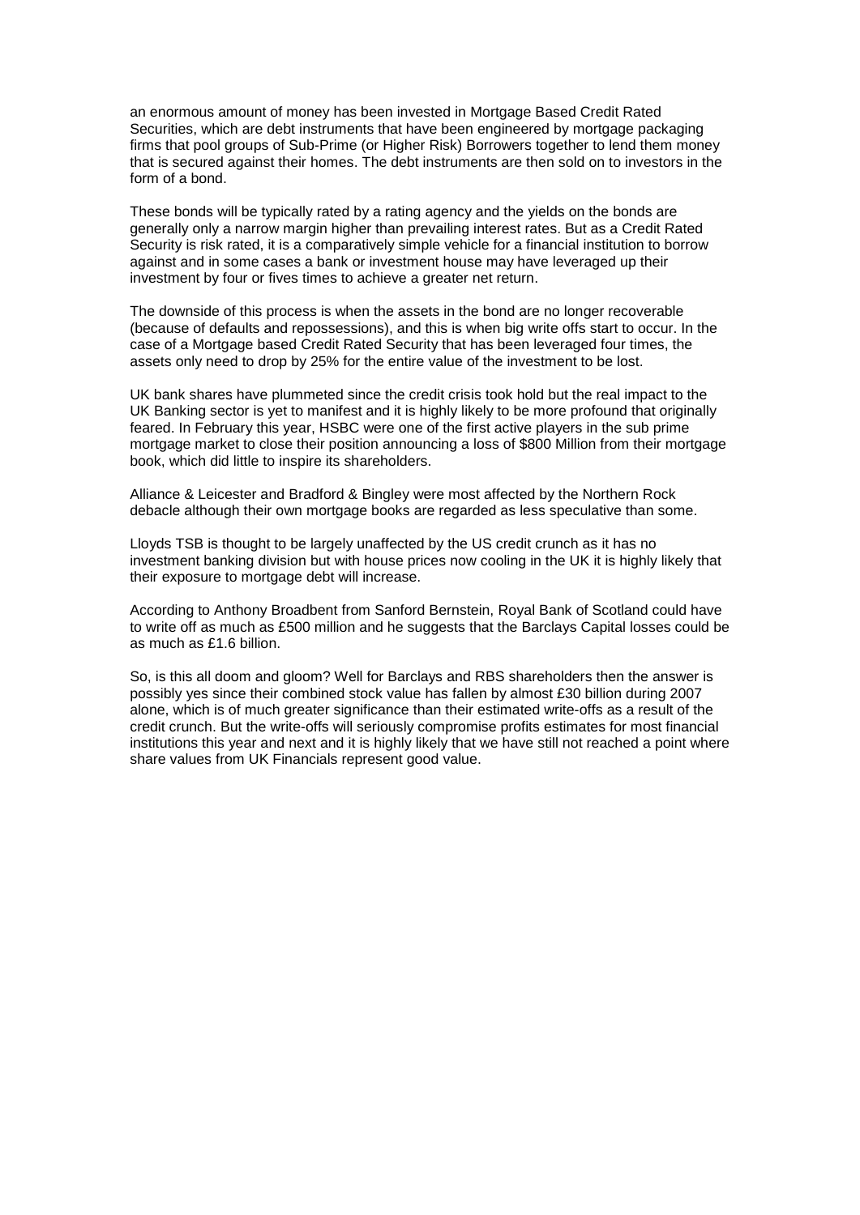an enormous amount of money has been invested in Mortgage Based Credit Rated Securities, which are debt instruments that have been engineered by mortgage packaging firms that pool groups of Sub-Prime (or Higher Risk) Borrowers together to lend them money that is secured against their homes. The debt instruments are then sold on to investors in the form of a bond.

These bonds will be typically rated by a rating agency and the yields on the bonds are generally only a narrow margin higher than prevailing interest rates. But as a Credit Rated Security is risk rated, it is a comparatively simple vehicle for a financial institution to borrow against and in some cases a bank or investment house may have leveraged up their investment by four or fives times to achieve a greater net return.

The downside of this process is when the assets in the bond are no longer recoverable (because of defaults and repossessions), and this is when big write offs start to occur. In the case of a Mortgage based Credit Rated Security that has been leveraged four times, the assets only need to drop by 25% for the entire value of the investment to be lost.

UK bank shares have plummeted since the credit crisis took hold but the real impact to the UK Banking sector is yet to manifest and it is highly likely to be more profound that originally feared. In February this year, HSBC were one of the first active players in the sub prime mortgage market to close their position announcing a loss of $800 Million from their mortgage book, which did little to inspire its shareholders.

Alliance & Leicester and Bradford & Bingley were most affected by the Northern Rock debacle although their own mortgage books are regarded as less speculative than some.

Lloyds TSB is thought to be largely unaffected by the US credit crunch as it has no investment banking division but with house prices now cooling in the UK it is highly likely that their exposure to mortgage debt will increase.

According to Anthony Broadbent from Sanford Bernstein, Royal Bank of Scotland could have to write off as much as £500 million and he suggests that the Barclays Capital losses could be as much as £1.6 billion.

So, is this all doom and gloom? Well for Barclays and RBS shareholders then the answer is possibly yes since their combined stock value has fallen by almost £30 billion during 2007 alone, which is of much greater significance than their estimated write-offs as a result of the credit crunch. But the write-offs will seriously compromise profits estimates for most financial institutions this year and next and it is highly likely that we have still not reached a point where share values from UK Financials represent good value.